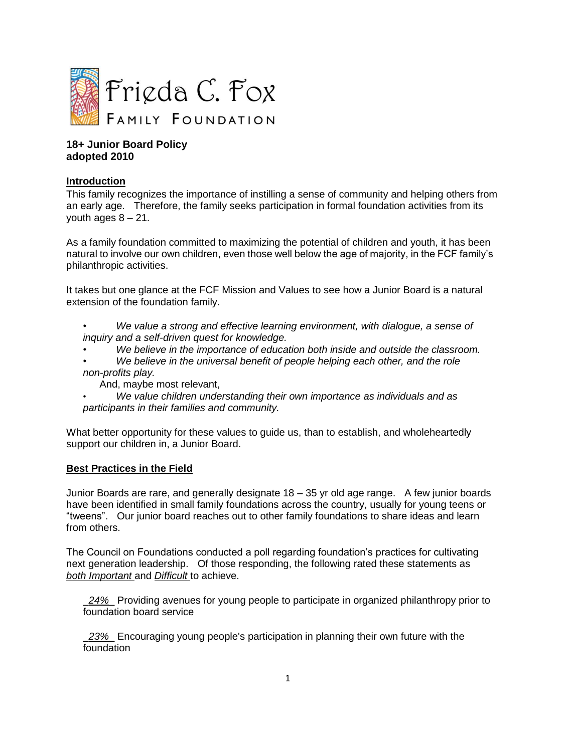Frieda C. Fox

FAMILY FOUNDATION

**18+ Junior Board Policy**
**adopted 2010**

## Introduction

This family recognizes the importance of instilling a sense of community and helping others from an early age. Therefore, the family seeks participation in formal foundation activities from its youth ages 8 – 21.

As a family foundation committed to maximizing the potential of children and youth, it has been natural to involve our own children, even those well below the age of majority, in the FCF family's philanthropic activities.

It takes but one glance at the FCF Mission and Values to see how a Junior Board is a natural extension of the foundation family.

- *We value a strong and effective learning environment, with dialogue, a sense of inquiry and a self-driven quest for knowledge.*
- *We believe in the importance of education both inside and outside the classroom.*
- *We believe in the universal benefit of people helping each other, and the role non-profits play.*

And, maybe most relevant,

- *We value children understanding their own importance as individuals and as participants in their families and community.*

What better opportunity for these values to guide us, than to establish, and wholeheartedly support our children in, a Junior Board.

## Best Practices in the Field

Junior Boards are rare, and generally designate 18 – 35 yr old age range. A few junior boards have been identified in small family foundations across the country, usually for young teens or "tweens". Our junior board reaches out to other family foundations to share ideas and learn from others.

The Council on Foundations conducted a poll regarding foundation's practices for cultivating next generation leadership. Of those responding, the following rated these statements as *both Important* and *Difficult* to achieve.

*24%* Providing avenues for young people to participate in organized philanthropy prior to foundation board service

*23%* Encouraging young people's participation in planning their own future with the foundation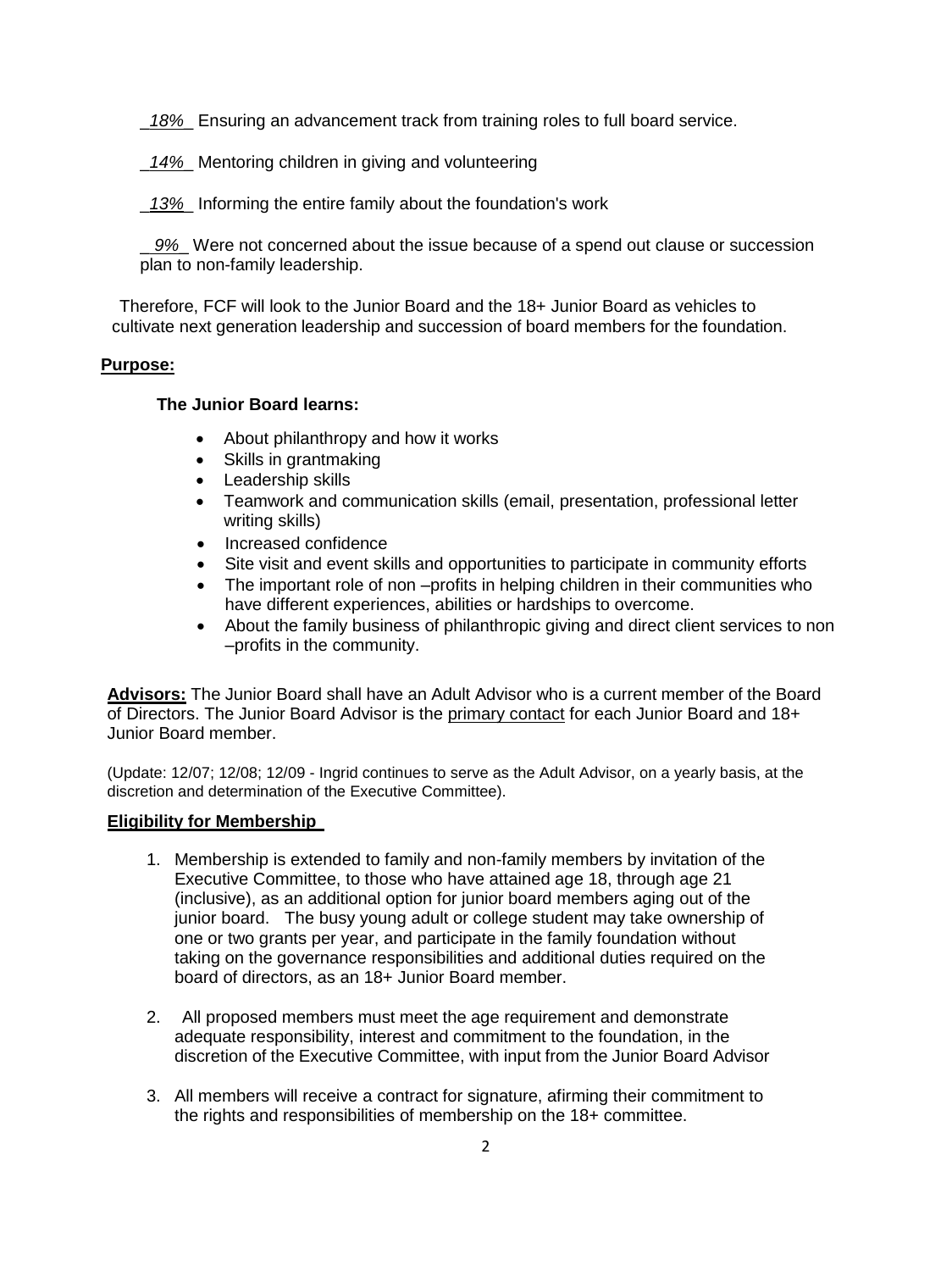_*18%*_ Ensuring an advancement track from training roles to full board service.

_*14%*_ Mentoring children in giving and volunteering

_*13%*_ Informing the entire family about the foundation's work

_*9%*_ Were not concerned about the issue because of a spend out clause or succession plan to non-family leadership.

Therefore, FCF will look to the Junior Board and the 18+ Junior Board as vehicles to cultivate next generation leadership and succession of board members for the foundation.

**Purpose:**

**The Junior Board learns:**

- About philanthropy and how it works
- Skills in grantmaking
- Leadership skills
- Teamwork and communication skills (email, presentation, professional letter writing skills)
- Increased confidence
- Site visit and event skills and opportunities to participate in community efforts
- The important role of non –profits in helping children in their communities who have different experiences, abilities or hardships to overcome.
- About the family business of philanthropic giving and direct client services to non –profits in the community.

**Advisors:** The Junior Board shall have an Adult Advisor who is a current member of the Board of Directors. The Junior Board Advisor is the primary contact for each Junior Board and 18+ Junior Board member.

(Update: 12/07; 12/08; 12/09 - Ingrid continues to serve as the Adult Advisor, on a yearly basis, at the discretion and determination of the Executive Committee).

**Eligibility for Membership**

1. Membership is extended to family and non-family members by invitation of the Executive Committee, to those who have attained age 18, through age 21 (inclusive), as an additional option for junior board members aging out of the junior board. The busy young adult or college student may take ownership of one or two grants per year, and participate in the family foundation without taking on the governance responsibilities and additional duties required on the board of directors, as an 18+ Junior Board member.

2. All proposed members must meet the age requirement and demonstrate adequate responsibility, interest and commitment to the foundation, in the discretion of the Executive Committee, with input from the Junior Board Advisor

3. All members will receive a contract for signature, afirming their commitment to the rights and responsibilities of membership on the 18+ committee.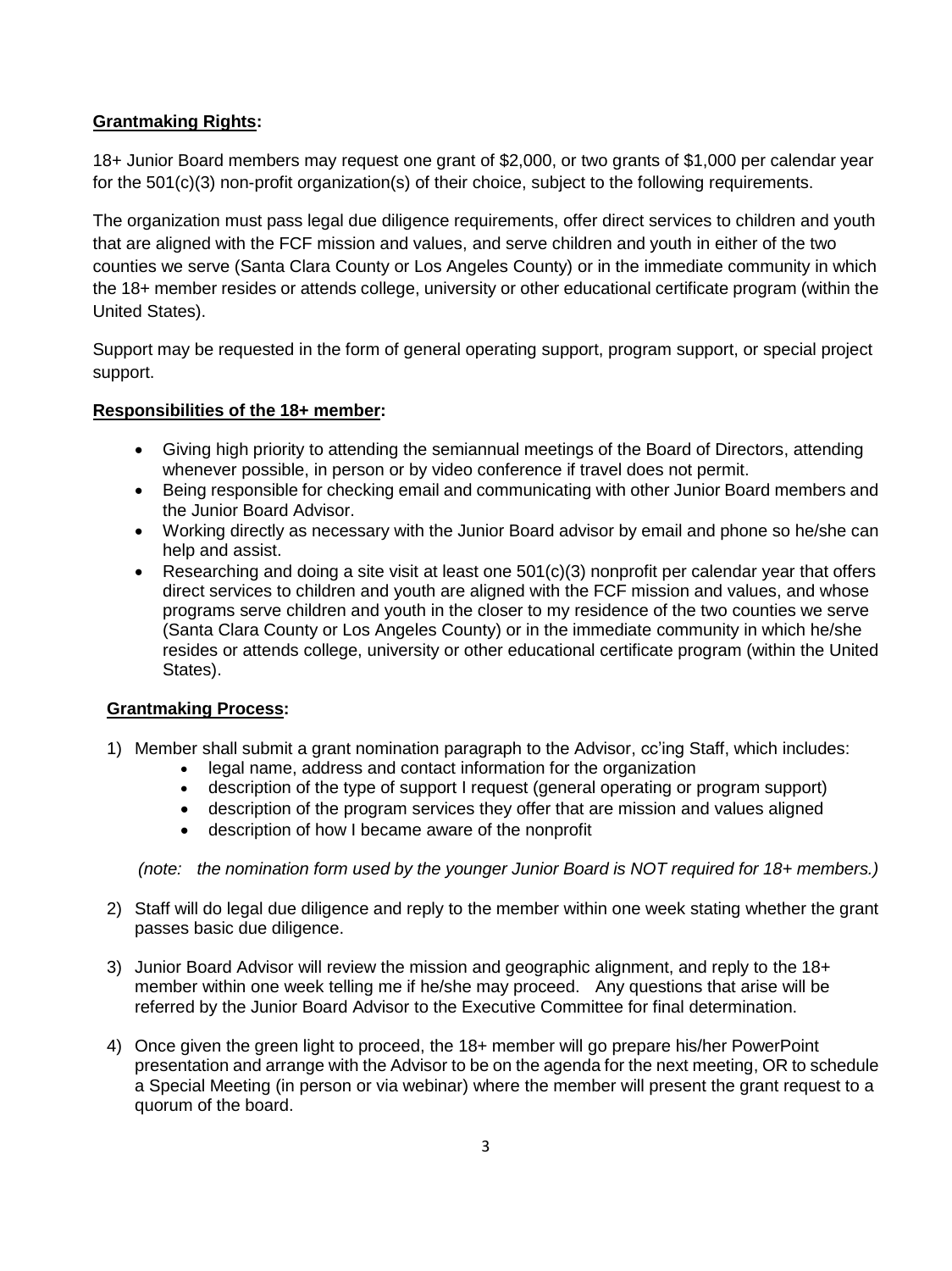**Grantmaking Rights:**

18+ Junior Board members may request one grant of $2,000, or two grants of $1,000 per calendar year for the 501(c)(3) non-profit organization(s) of their choice, subject to the following requirements.

The organization must pass legal due diligence requirements, offer direct services to children and youth that are aligned with the FCF mission and values, and serve children and youth in either of the two counties we serve (Santa Clara County or Los Angeles County) or in the immediate community in which the 18+ member resides or attends college, university or other educational certificate program (within the United States).

Support may be requested in the form of general operating support, program support, or special project support.

**Responsibilities of the 18+ member:**

- Giving high priority to attending the semiannual meetings of the Board of Directors, attending whenever possible, in person or by video conference if travel does not permit.
- Being responsible for checking email and communicating with other Junior Board members and the Junior Board Advisor.
- Working directly as necessary with the Junior Board advisor by email and phone so he/she can help and assist.
- Researching and doing a site visit at least one 501(c)(3) nonprofit per calendar year that offers direct services to children and youth are aligned with the FCF mission and values, and whose programs serve children and youth in the closer to my residence of the two counties we serve (Santa Clara County or Los Angeles County) or in the immediate community in which he/she resides or attends college, university or other educational certificate program (within the United States).

**Grantmaking Process:**

1) Member shall submit a grant nomination paragraph to the Advisor, cc'ing Staff, which includes:
    - legal name, address and contact information for the organization
    - description of the type of support I request (general operating or program support)
    - description of the program services they offer that are mission and values aligned
    - description of how I became aware of the nonprofit

   *(note: the nomination form used by the younger Junior Board is NOT required for 18+ members.)*

2) Staff will do legal due diligence and reply to the member within one week stating whether the grant passes basic due diligence.

3) Junior Board Advisor will review the mission and geographic alignment, and reply to the 18+ member within one week telling me if he/she may proceed. Any questions that arise will be referred by the Junior Board Advisor to the Executive Committee for final determination.

4) Once given the green light to proceed, the 18+ member will go prepare his/her PowerPoint presentation and arrange with the Advisor to be on the agenda for the next meeting, OR to schedule a Special Meeting (in person or via webinar) where the member will present the grant request to a quorum of the board.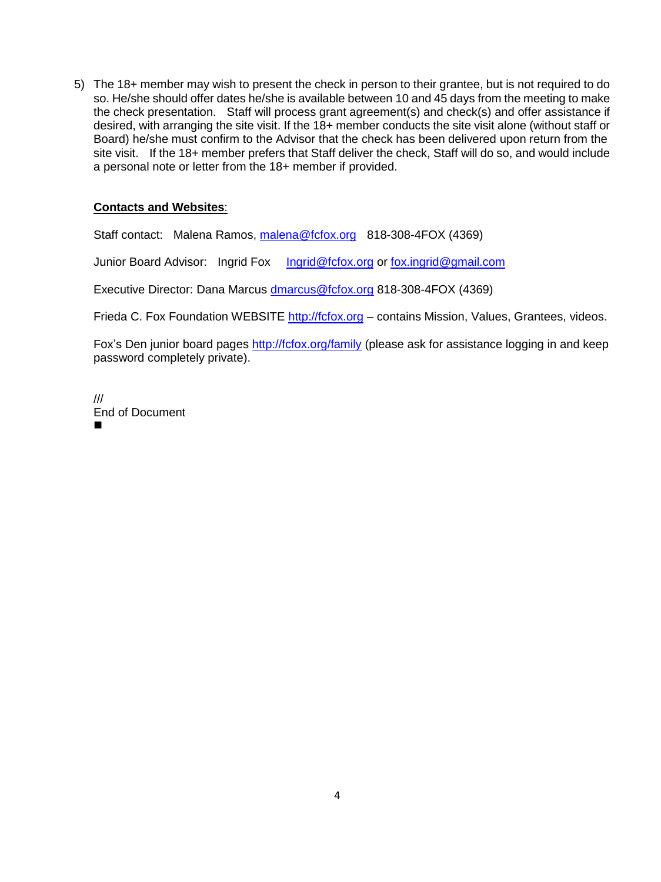5) The 18+ member may wish to present the check in person to their grantee, but is not required to do so. He/she should offer dates he/she is available between 10 and 45 days from the meeting to make the check presentation. Staff will process grant agreement(s) and check(s) and offer assistance if desired, with arranging the site visit. If the 18+ member conducts the site visit alone (without staff or Board) he/she must confirm to the Advisor that the check has been delivered upon return from the site visit. If the 18+ member prefers that Staff deliver the check, Staff will do so, and would include a personal note or letter from the 18+ member if provided.

**Contacts and Websites**:

Staff contact: Malena Ramos, malena@fcfox.org 818-308-4FOX (4369)

Junior Board Advisor: Ingrid Fox Ingrid@fcfox.org or fox.ingrid@gmail.com

Executive Director: Dana Marcus dmarcus@fcfox.org 818-308-4FOX (4369)

Frieda C. Fox Foundation WEBSITE http://fcfox.org – contains Mission, Values, Grantees, videos.

Fox's Den junior board pages http://fcfox.org/family (please ask for assistance logging in and keep password completely private).

///
End of Document
■